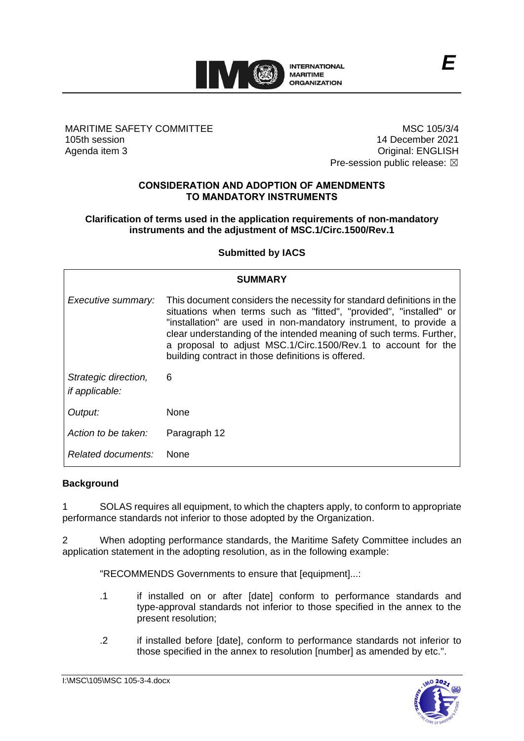**E**

MARITIME SAFETY COMMITTEE
105th session
Agenda item 3

MSC 105/3/4
14 December 2021
Original: ENGLISH
Pre-session public release: ☒

## CONSIDERATION AND ADOPTION OF AMENDMENTS TO MANDATORY INSTRUMENTS

### Clarification of terms used in the application requirements of non-mandatory instruments and the adjustment of MSC.1/Circ.1500/Rev.1

**Submitted by IACS**

| SUMMARY | |
|---|---|
| *Executive summary:* | This document considers the necessity for standard definitions in the situations when terms such as "fitted", "provided", "installed" or "installation" are used in non-mandatory instrument, to provide a clear understanding of the intended meaning of such terms. Further, a proposal to adjust MSC.1/Circ.1500/Rev.1 to account for the building contract in those definitions is offered. |
| *Strategic direction, if applicable:* | 6 |
| *Output:* | None |
| *Action to be taken:* | Paragraph 12 |
| *Related documents:* | None |

## Background

1 SOLAS requires all equipment, to which the chapters apply, to conform to appropriate performance standards not inferior to those adopted by the Organization.

2 When adopting performance standards, the Maritime Safety Committee includes an application statement in the adopting resolution, as in the following example:

"RECOMMENDS Governments to ensure that [equipment]...:

.1 if installed on or after [date] conform to performance standards and type-approval standards not inferior to those specified in the annex to the present resolution;

.2 if installed before [date], conform to performance standards not inferior to those specified in the annex to resolution [number] as amended by etc.".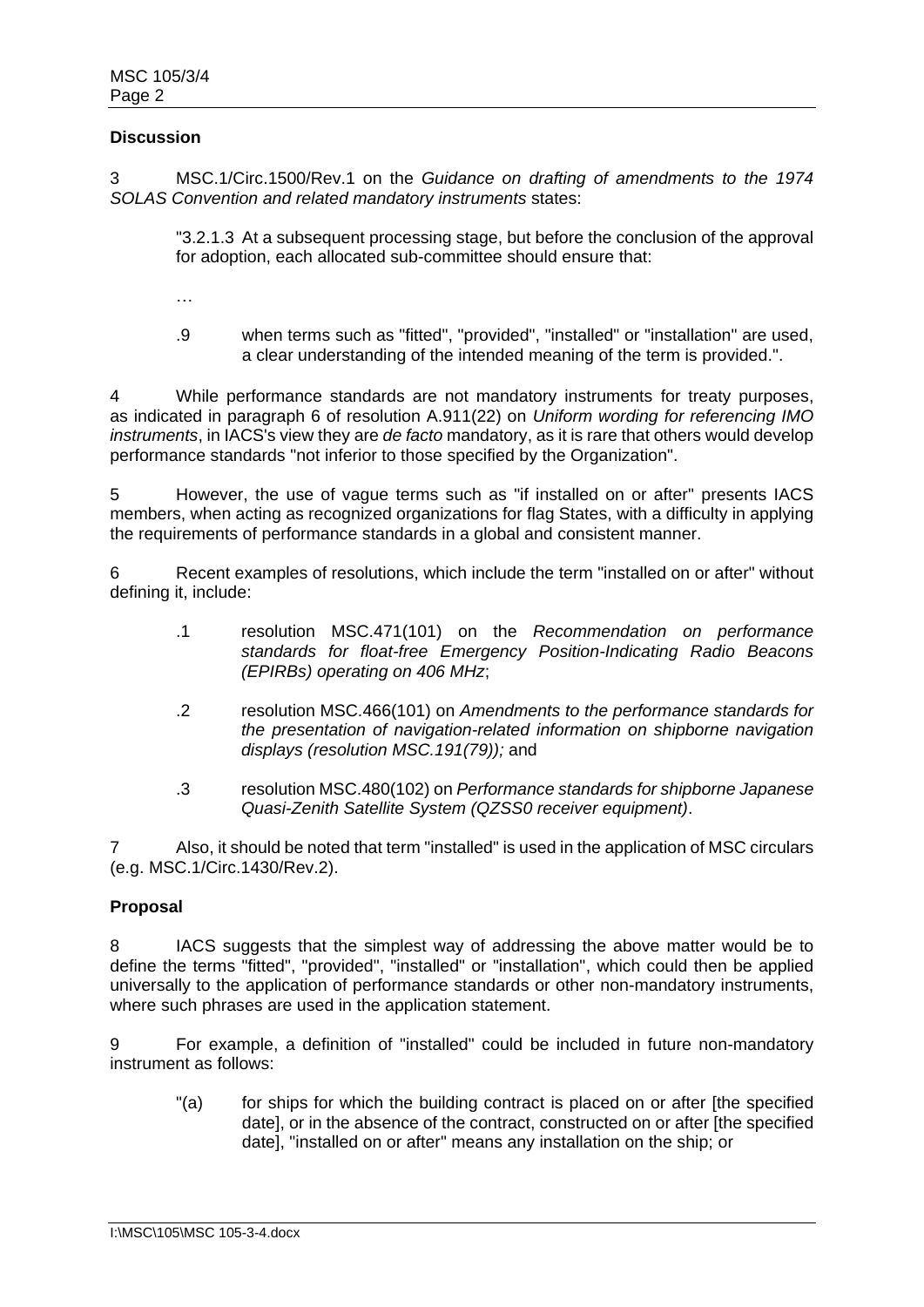**Discussion**

3 MSC.1/Circ.1500/Rev.1 on the *Guidance on drafting of amendments to the 1974 SOLAS Convention and related mandatory instruments* states:

> "3.2.1.3 At a subsequent processing stage, but before the conclusion of the approval for adoption, each allocated sub-committee should ensure that:
>
> …
>
> .9 when terms such as "fitted", "provided", "installed" or "installation" are used, a clear understanding of the intended meaning of the term is provided.".

4 While performance standards are not mandatory instruments for treaty purposes, as indicated in paragraph 6 of resolution A.911(22) on *Uniform wording for referencing IMO instruments*, in IACS's view they are *de facto* mandatory, as it is rare that others would develop performance standards "not inferior to those specified by the Organization".

5 However, the use of vague terms such as "if installed on or after" presents IACS members, when acting as recognized organizations for flag States, with a difficulty in applying the requirements of performance standards in a global and consistent manner.

6 Recent examples of resolutions, which include the term "installed on or after" without defining it, include:

> .1 resolution MSC.471(101) on the *Recommendation on performance standards for float-free Emergency Position-Indicating Radio Beacons (EPIRBs) operating on 406 MHz*;
>
> .2 resolution MSC.466(101) on *Amendments to the performance standards for the presentation of navigation-related information on shipborne navigation displays (resolution MSC.191(79));* and
>
> .3 resolution MSC.480(102) on *Performance standards for shipborne Japanese Quasi-Zenith Satellite System (QZSS0 receiver equipment)*.

7 Also, it should be noted that term "installed" is used in the application of MSC circulars (e.g. MSC.1/Circ.1430/Rev.2).

**Proposal**

8 IACS suggests that the simplest way of addressing the above matter would be to define the terms "fitted", "provided", "installed" or "installation", which could then be applied universally to the application of performance standards or other non-mandatory instruments, where such phrases are used in the application statement.

9 For example, a definition of "installed" could be included in future non-mandatory instrument as follows:

> "(a) for ships for which the building contract is placed on or after [the specified date], or in the absence of the contract, constructed on or after [the specified date], "installed on or after" means any installation on the ship; or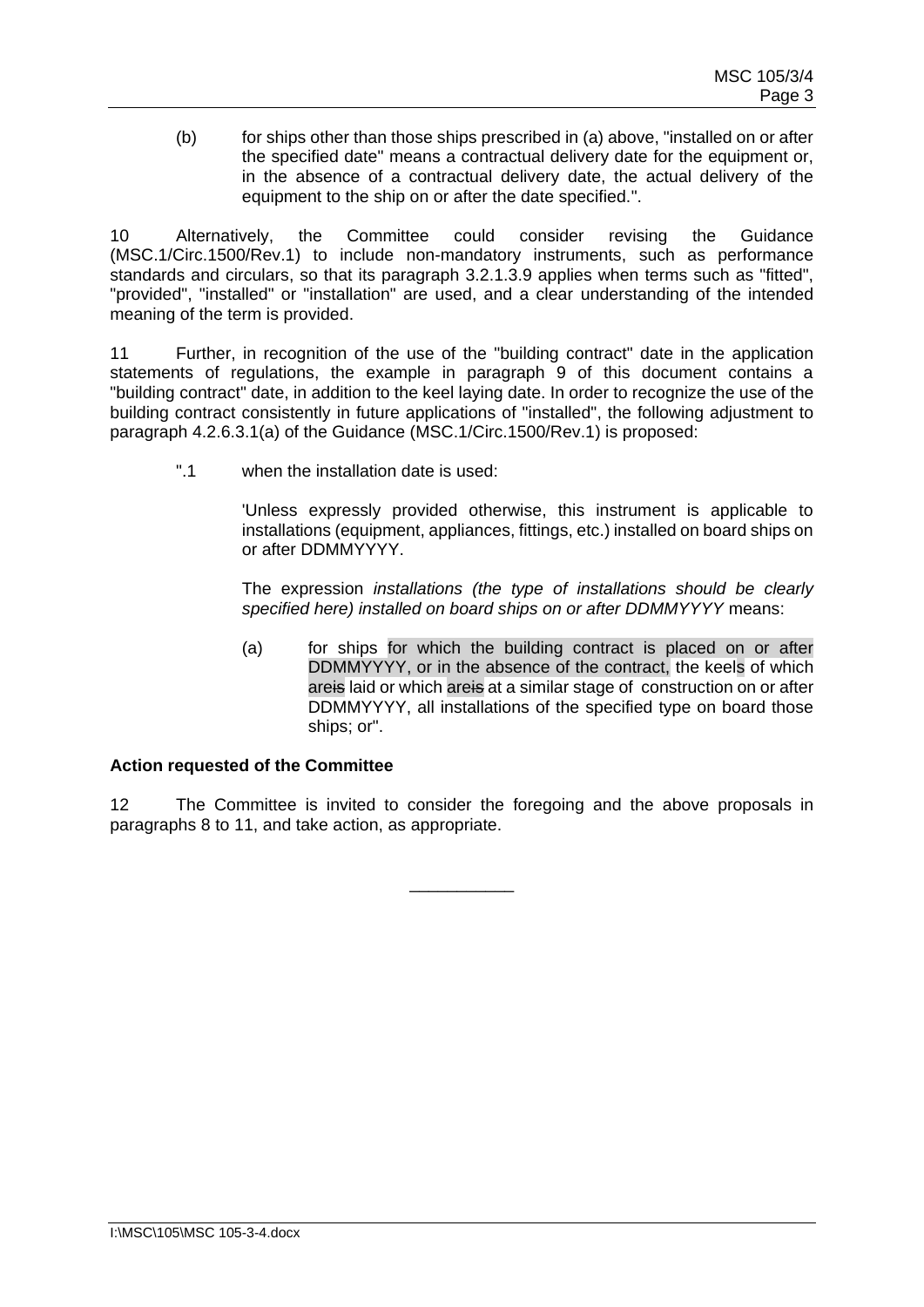(b) for ships other than those ships prescribed in (a) above, "installed on or after the specified date" means a contractual delivery date for the equipment or, in the absence of a contractual delivery date, the actual delivery of the equipment to the ship on or after the date specified.".

10 Alternatively, the Committee could consider revising the Guidance (MSC.1/Circ.1500/Rev.1) to include non-mandatory instruments, such as performance standards and circulars, so that its paragraph 3.2.1.3.9 applies when terms such as "fitted", "provided", "installed" or "installation" are used, and a clear understanding of the intended meaning of the term is provided.

11 Further, in recognition of the use of the "building contract" date in the application statements of regulations, the example in paragraph 9 of this document contains a "building contract" date, in addition to the keel laying date. In order to recognize the use of the building contract consistently in future applications of "installed", the following adjustment to paragraph 4.2.6.3.1(a) of the Guidance (MSC.1/Circ.1500/Rev.1) is proposed:

".1 when the installation date is used:

'Unless expressly provided otherwise, this instrument is applicable to installations (equipment, appliances, fittings, etc.) installed on board ships on or after DDMMYYYY.

The expression *installations (the type of installations should be clearly specified here) installed on board ships on or after DDMMYYYY* means:

(a) for ships for which the building contract is placed on or after DDMMYYYY, or in the absence of the contract, the keels of which are~~is~~ laid or which are~~is~~ at a similar stage of construction on or after DDMMYYYY, all installations of the specified type on board those ships; or".

**Action requested of the Committee**

12 The Committee is invited to consider the foregoing and the above proposals in paragraphs 8 to 11, and take action, as appropriate.

___________